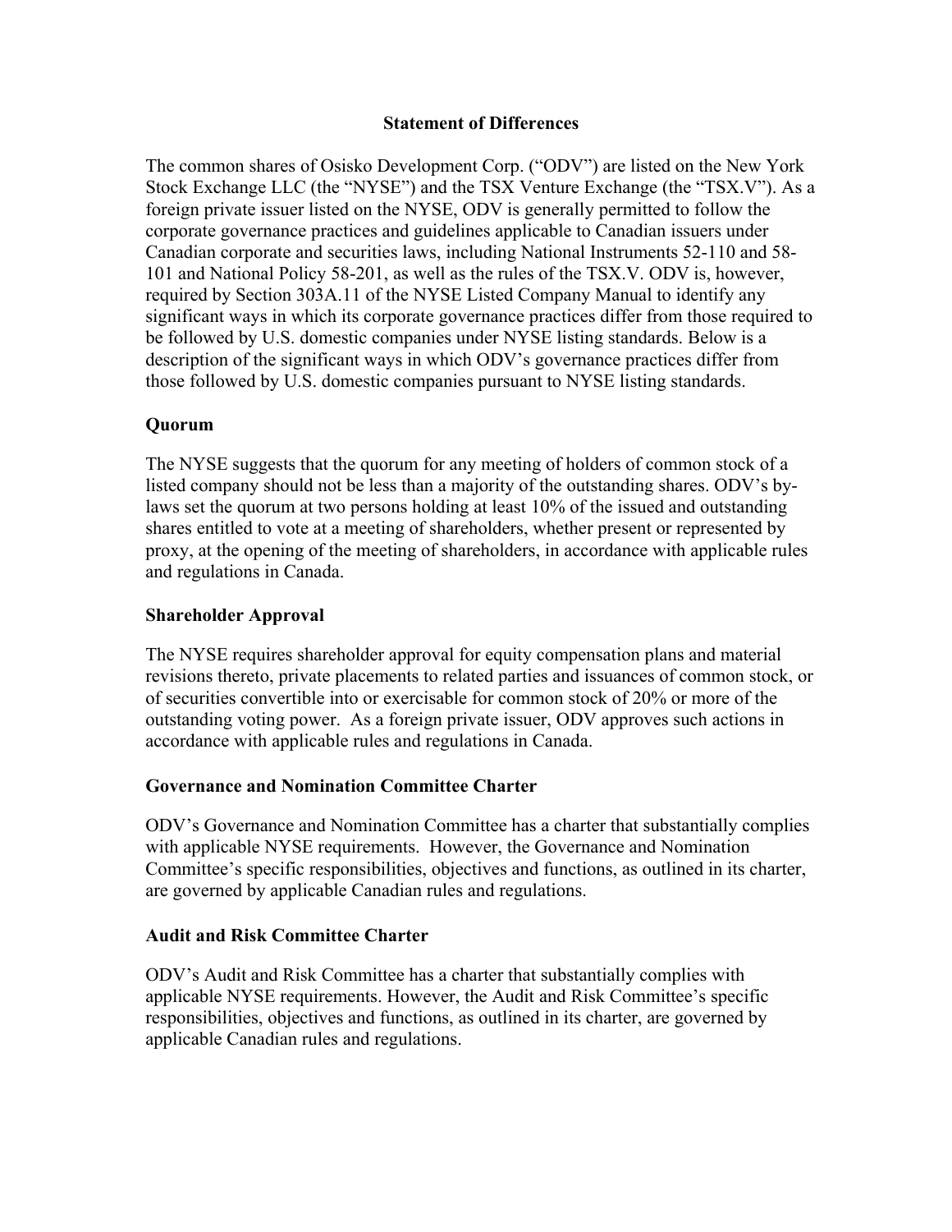# Statement of Differences

The common shares of Osisko Development Corp. ("ODV") are listed on the New York Stock Exchange LLC (the "NYSE") and the TSX Venture Exchange (the "TSX.V"). As a foreign private issuer listed on the NYSE, ODV is generally permitted to follow the corporate governance practices and guidelines applicable to Canadian issuers under Canadian corporate and securities laws, including National Instruments 52-110 and 58-101 and National Policy 58-201, as well as the rules of the TSX.V. ODV is, however, required by Section 303A.11 of the NYSE Listed Company Manual to identify any significant ways in which its corporate governance practices differ from those required to be followed by U.S. domestic companies under NYSE listing standards. Below is a description of the significant ways in which ODV's governance practices differ from those followed by U.S. domestic companies pursuant to NYSE listing standards.

## Quorum

The NYSE suggests that the quorum for any meeting of holders of common stock of a listed company should not be less than a majority of the outstanding shares. ODV's by-laws set the quorum at two persons holding at least 10% of the issued and outstanding shares entitled to vote at a meeting of shareholders, whether present or represented by proxy, at the opening of the meeting of shareholders, in accordance with applicable rules and regulations in Canada.

## Shareholder Approval

The NYSE requires shareholder approval for equity compensation plans and material revisions thereto, private placements to related parties and issuances of common stock, or of securities convertible into or exercisable for common stock of 20% or more of the outstanding voting power. As a foreign private issuer, ODV approves such actions in accordance with applicable rules and regulations in Canada.

## Governance and Nomination Committee Charter

ODV's Governance and Nomination Committee has a charter that substantially complies with applicable NYSE requirements. However, the Governance and Nomination Committee's specific responsibilities, objectives and functions, as outlined in its charter, are governed by applicable Canadian rules and regulations.

## Audit and Risk Committee Charter

ODV's Audit and Risk Committee has a charter that substantially complies with applicable NYSE requirements. However, the Audit and Risk Committee's specific responsibilities, objectives and functions, as outlined in its charter, are governed by applicable Canadian rules and regulations.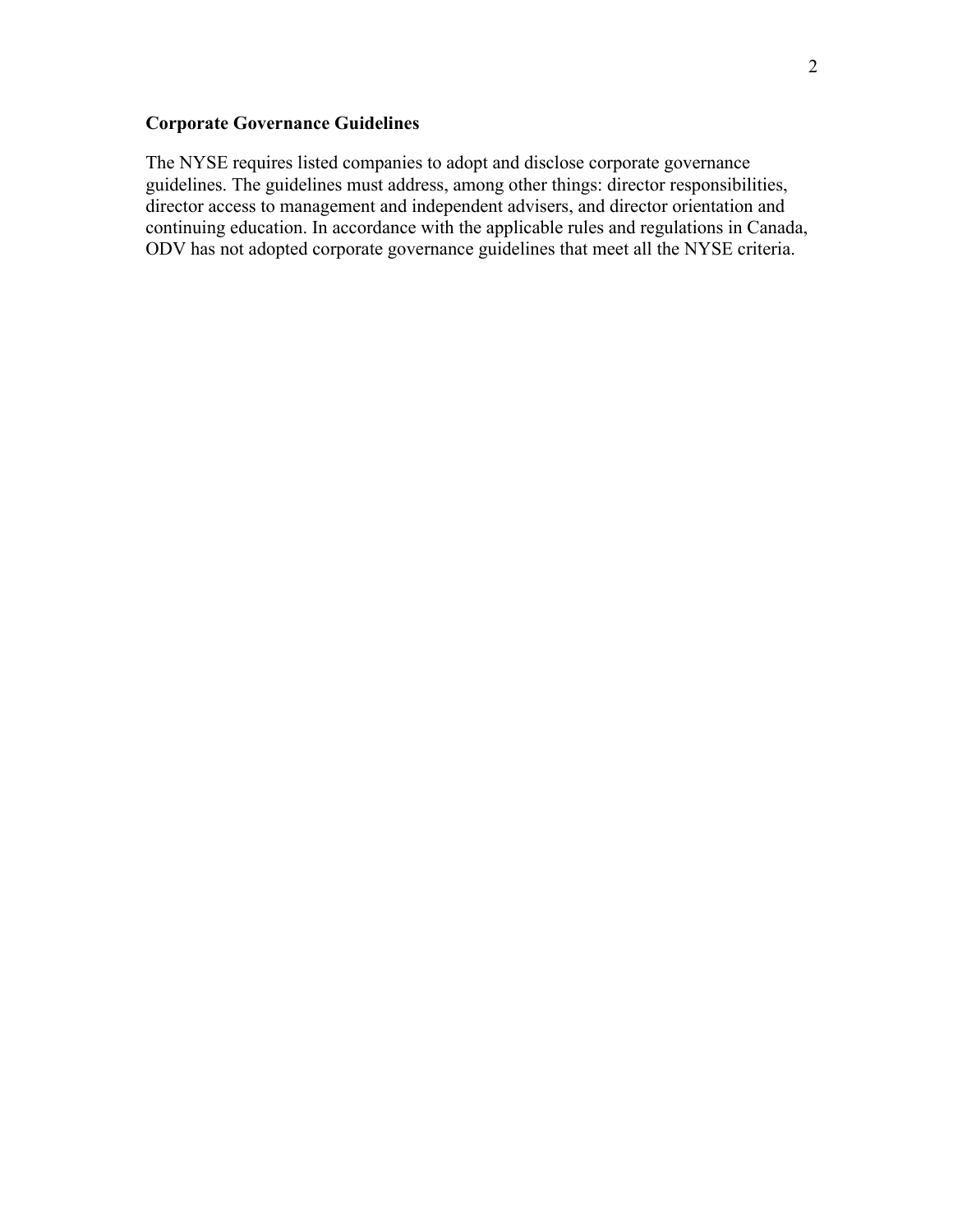**Corporate Governance Guidelines**

The NYSE requires listed companies to adopt and disclose corporate governance guidelines. The guidelines must address, among other things: director responsibilities, director access to management and independent advisers, and director orientation and continuing education. In accordance with the applicable rules and regulations in Canada, ODV has not adopted corporate governance guidelines that meet all the NYSE criteria.